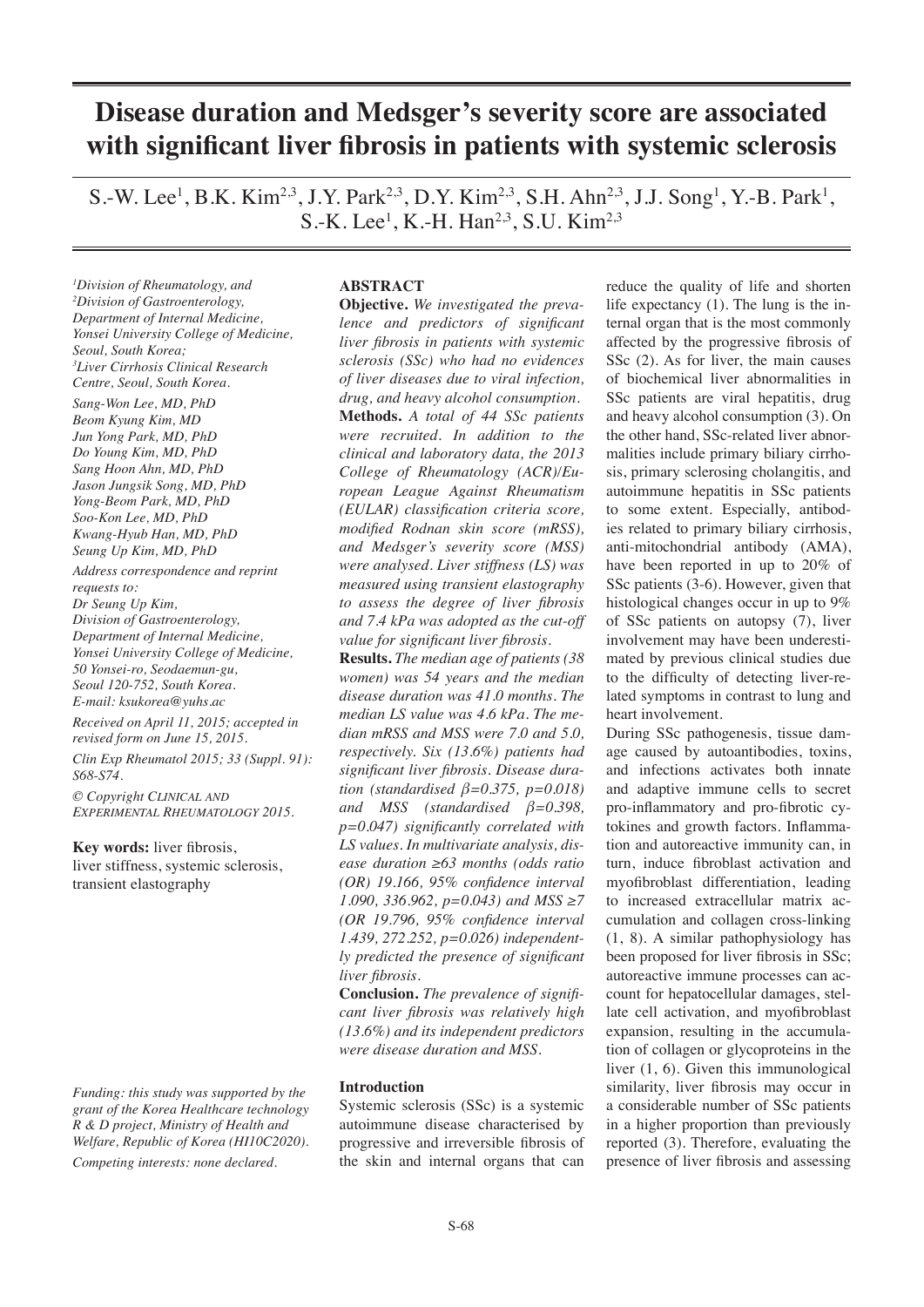# Disease duration and Medsger's severity score are associated with significant liver fibrosis in patients with systemic sclerosis

S.-W. Lee[1], B.K. Kim[2,3], J.Y. Park[2,3], D.Y. Kim[2,3], S.H. Ahn[2,3], J.J. Song[1], Y.-B. Park[1], S.-K. Lee[1], K.-H. Han[2,3], S.U. Kim[2,3]

*[1]Division of Rheumatology, and [2]Division of Gastroenterology, Department of Internal Medicine, Yonsei University College of Medicine, Seoul, South Korea; [3]Liver Cirrhosis Clinical Research Centre, Seoul, South Korea.*

*Sang-Won Lee, MD, PhD*
*Beom Kyung Kim, MD*
*Jun Yong Park, MD, PhD*
*Do Young Kim, MD, PhD*
*Sang Hoon Ahn, MD, PhD*
*Jason Jungsik Song, MD, PhD*
*Yong-Beom Park, MD, PhD*
*Soo-Kon Lee, MD, PhD*
*Kwang-Hyub Han, MD, PhD*
*Seung Up Kim, MD, PhD*

*Address correspondence and reprint requests to: Dr Seung Up Kim, Division of Gastroenterology, Department of Internal Medicine, Yonsei University College of Medicine, 50 Yonsei-ro, Seodaemun-gu, Seoul 120-752, South Korea. E-mail: ksukorea@yuhs.ac*

*Received on April 11, 2015; accepted in revised form on June 15, 2015.*

*Clin Exp Rheumatol 2015; 33 (Suppl. 91): S68-S74.*

*© Copyright Clinical and Experimental Rheumatology 2015.*

**Key words:** liver fibrosis, liver stiffness, systemic sclerosis, transient elastography

*Funding: this study was supported by the grant of the Korea Healthcare technology R & D project, Ministry of Health and Welfare, Republic of Korea (HI10C2020).*

*Competing interests: none declared.*

## ABSTRACT

**Objective.** *We investigated the prevalence and predictors of significant liver fibrosis in patients with systemic sclerosis (SSc) who had no evidences of liver diseases due to viral infection, drug, and heavy alcohol consumption.*

**Methods.** *A total of 44 SSc patients were recruited. In addition to the clinical and laboratory data, the 2013 College of Rheumatology (ACR)/European League Against Rheumatism (EULAR) classification criteria score, modified Rodnan skin score (mRSS), and Medsger's severity score (MSS) were analysed. Liver stiffness (LS) was measured using transient elastography to assess the degree of liver fibrosis and 7.4 kPa was adopted as the cut-off value for significant liver fibrosis.*

**Results.** *The median age of patients (38 women) was 54 years and the median disease duration was 41.0 months. The median LS value was 4.6 kPa. The median mRSS and MSS were 7.0 and 5.0, respectively. Six (13.6%) patients had significant liver fibrosis. Disease duration (standardised $\beta$=0.375, $p$=0.018) and MSS (standardised $\beta$=0.398, $p$=0.047) significantly correlated with LS values. In multivariate analysis, disease duration ≥63 months (odds ratio (OR) 19.166, 95% confidence interval 1.090, 336.962, $p$=0.043) and MSS ≥7 (OR 19.796, 95% confidence interval 1.439, 272.252, $p$=0.026) independently predicted the presence of significant liver fibrosis.*

**Conclusion.** *The prevalence of significant liver fibrosis was relatively high (13.6%) and its independent predictors were disease duration and MSS.*

## Introduction

Systemic sclerosis (SSc) is a systemic autoimmune disease characterised by progressive and irreversible fibrosis of the skin and internal organs that can reduce the quality of life and shorten life expectancy (1). The lung is the internal organ that is the most commonly affected by the progressive fibrosis of SSc (2). As for liver, the main causes of biochemical liver abnormalities in SSc patients are viral hepatitis, drug and heavy alcohol consumption (3). On the other hand, SSc-related liver abnormalities include primary biliary cirrhosis, primary sclerosing cholangitis, and autoimmune hepatitis in SSc patients to some extent. Especially, antibodies related to primary biliary cirrhosis, anti-mitochondrial antibody (AMA), have been reported in up to 20% of SSc patients (3-6). However, given that histological changes occur in up to 9% of SSc patients on autopsy (7), liver involvement may have been underestimated by previous clinical studies due to the difficulty of detecting liver-related symptoms in contrast to lung and heart involvement.

During SSc pathogenesis, tissue damage caused by autoantibodies, toxins, and infections activates both innate and adaptive immune cells to secret pro-inflammatory and pro-fibrotic cytokines and growth factors. Inflammation and autoreactive immunity can, in turn, induce fibroblast activation and myofibroblast differentiation, leading to increased extracellular matrix accumulation and collagen cross-linking (1, 8). A similar pathophysiology has been proposed for liver fibrosis in SSc; autoreactive immune processes can account for hepatocellular damages, stellate cell activation, and myofibroblast expansion, resulting in the accumulation of collagen or glycoproteins in the liver (1, 6). Given this immunological similarity, liver fibrosis may occur in a considerable number of SSc patients in a higher proportion than previously reported (3). Therefore, evaluating the presence of liver fibrosis and assessing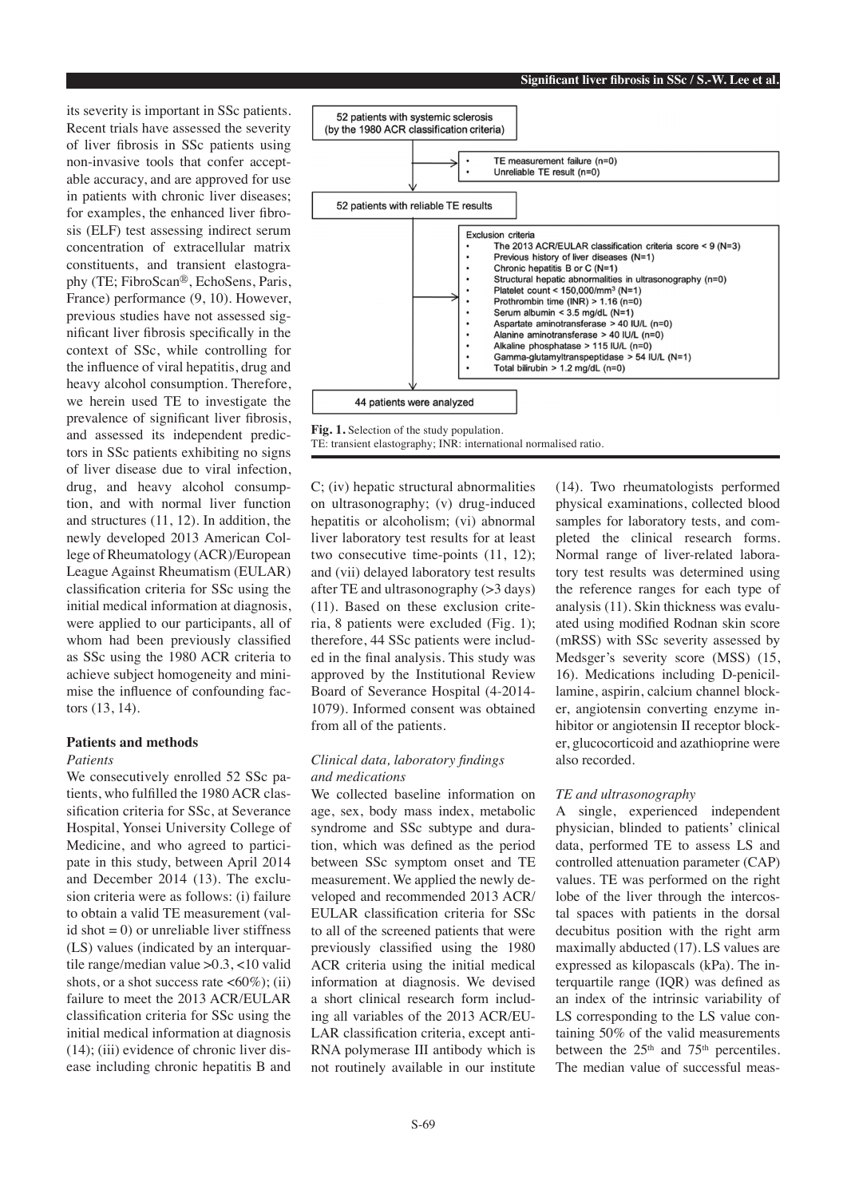its severity is important in SSc patients. Recent trials have assessed the severity of liver fibrosis in SSc patients using non-invasive tools that confer acceptable accuracy, and are approved for use in patients with chronic liver diseases; for examples, the enhanced liver fibrosis (ELF) test assessing indirect serum concentration of extracellular matrix constituents, and transient elastography (TE; FibroScan®, EchoSens, Paris, France) performance (9, 10). However, previous studies have not assessed significant liver fibrosis specifically in the context of SSc, while controlling for the influence of viral hepatitis, drug and heavy alcohol consumption. Therefore, we herein used TE to investigate the prevalence of significant liver fibrosis, and assessed its independent predictors in SSc patients exhibiting no signs of liver disease due to viral infection, drug, and heavy alcohol consumption, and with normal liver function and structures (11, 12). In addition, the newly developed 2013 American College of Rheumatology (ACR)/European League Against Rheumatism (EULAR) classification criteria for SSc using the initial medical information at diagnosis, were applied to our participants, all of whom had been previously classified as SSc using the 1980 ACR criteria to achieve subject homogeneity and minimise the influence of confounding factors (13, 14).

52 patients with systemic sclerosis (by the 1980 ACR classification criteria)

- TE measurement failure (n=0)
- Unreliable TE result (n=0)

52 patients with reliable TE results

Exclusion criteria
- The 2013 ACR/EULAR classification criteria score < 9 (N=3)
- Previous history of liver diseases (N=1)
- Chronic hepatitis B or C (N=1)
- Structural hepatic abnormalities in ultrasonography (n=0)
- Platelet count < 150,000/mm$^3$ (N=1)
- Prothrombin time (INR) > 1.16 (n=0)
- Serum albumin < 3.5 mg/dL (N=1)
- Aspartate aminotransferase > 40 IU/L (n=0)
- Alanine aminotransferase > 40 IU/L (n=0)
- Alkaline phosphatase > 115 IU/L (n=0)
- Gamma-glutamyltranspeptidase > 54 IU/L (N=1)
- Total bilirubin > 1.2 mg/dL (n=0)

44 patients were analyzed

**Fig. 1.** Selection of the study population.
TE: transient elastography; INR: international normalised ratio.

## Patients and methods

### *Patients*

We consecutively enrolled 52 SSc patients, who fulfilled the 1980 ACR classification criteria for SSc, at Severance Hospital, Yonsei University College of Medicine, and who agreed to participate in this study, between April 2014 and December 2014 (13). The exclusion criteria were as follows: (i) failure to obtain a valid TE measurement (valid shot = 0) or unreliable liver stiffness (LS) values (indicated by an interquartile range/median value >0.3, <10 valid shots, or a shot success rate <60%); (ii) failure to meet the 2013 ACR/EULAR classification criteria for SSc using the initial medical information at diagnosis (14); (iii) evidence of chronic liver disease including chronic hepatitis B and C; (iv) hepatic structural abnormalities on ultrasonography; (v) drug-induced hepatitis or alcoholism; (vi) abnormal liver laboratory test results for at least two consecutive time-points (11, 12); and (vii) delayed laboratory test results after TE and ultrasonography (>3 days) (11). Based on these exclusion criteria, 8 patients were excluded (Fig. 1); therefore, 44 SSc patients were included in the final analysis. This study was approved by the Institutional Review Board of Severance Hospital (4-2014-1079). Informed consent was obtained from all of the patients.

### *Clinical data, laboratory findings and medications*

We collected baseline information on age, sex, body mass index, metabolic syndrome and SSc subtype and duration, which was defined as the period between SSc symptom onset and TE measurement. We applied the newly developed and recommended 2013 ACR/EULAR classification criteria for SSc to all of the screened patients that were previously classified using the 1980 ACR criteria using the initial medical information at diagnosis. We devised a short clinical research form including all variables of the 2013 ACR/EULAR classification criteria, except anti-RNA polymerase III antibody which is not routinely available in our institute (14). Two rheumatologists performed physical examinations, collected blood samples for laboratory tests, and completed the clinical research forms. Normal range of liver-related laboratory test results was determined using the reference ranges for each type of analysis (11). Skin thickness was evaluated using modified Rodnan skin score (mRSS) with SSc severity assessed by Medsger's severity score (MSS) (15, 16). Medications including D-penicillamine, aspirin, calcium channel blocker, angiotensin converting enzyme inhibitor or angiotensin II receptor blocker, glucocorticoid and azathioprine were also recorded.

### *TE and ultrasonography*

A single, experienced independent physician, blinded to patients' clinical data, performed TE to assess LS and controlled attenuation parameter (CAP) values. TE was performed on the right lobe of the liver through the intercostal spaces with patients in the dorsal decubitus position with the right arm maximally abducted (17). LS values are expressed as kilopascals (kPa). The interquartile range (IQR) was defined as an index of the intrinsic variability of LS corresponding to the LS value containing 50% of the valid measurements between the 25$^{th}$ and 75$^{th}$ percentiles. The median value of successful meas-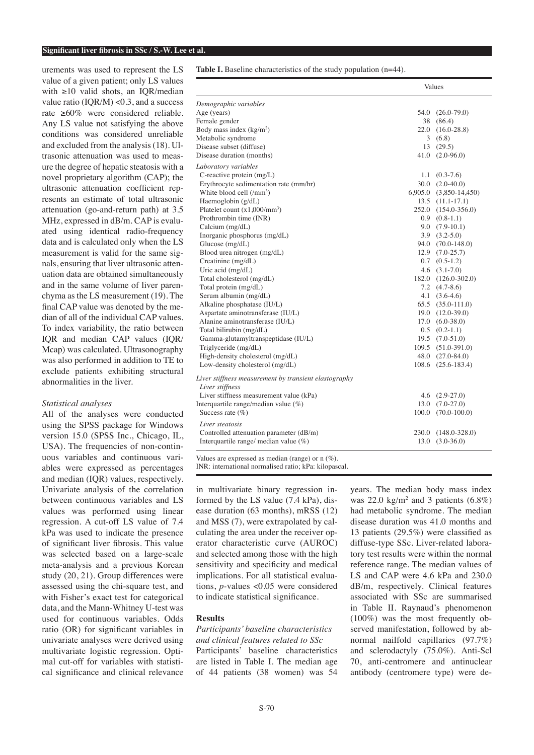urements was used to represent the LS value of a given patient; only LS values with ≥10 valid shots, an IQR/median value ratio (IQR/M) <0.3, and a success rate ≥60% were considered reliable. Any LS value not satisfying the above conditions was considered unreliable and excluded from the analysis (18). Ultrasonic attenuation was used to measure the degree of hepatic steatosis with a novel proprietary algorithm (CAP); the ultrasonic attenuation coefficient represents an estimate of total ultrasonic attenuation (go-and-return path) at 3.5 MHz, expressed in dB/m. CAP is evaluated using identical radio-frequency data and is calculated only when the LS measurement is valid for the same signals, ensuring that liver ultrasonic attenuation data are obtained simultaneously and in the same volume of liver parenchyma as the LS measurement (19). The final CAP value was denoted by the median of all of the individual CAP values. To index variability, the ratio between IQR and median CAP values (IQR/Mcap) was calculated. Ultrasonography was also performed in addition to TE to exclude patients exhibiting structural abnormalities in the liver.

### *Statistical analyses*

All of the analyses were conducted using the SPSS package for Windows version 15.0 (SPSS Inc., Chicago, IL, USA). The frequencies of non-continuous variables and continuous variables were expressed as percentages and median (IQR) values, respectively. Univariate analysis of the correlation between continuous variables and LS values was performed using linear regression. A cut-off LS value of 7.4 kPa was used to indicate the presence of significant liver fibrosis. This value was selected based on a large-scale meta-analysis and a previous Korean study (20, 21). Group differences were assessed using the chi-square test, and with Fisher's exact test for categorical data, and the Mann-Whitney U-test was used for continuous variables. Odds ratio (OR) for significant variables in univariate analyses were derived using multivariate logistic regression. Optimal cut-off for variables with statistical significance and clinical relevance in multivariate binary regression informed by the LS value (7.4 kPa), disease duration (63 months), mRSS (12) and MSS (7), were extrapolated by calculating the area under the receiver operator characteristic curve (AUROC) and selected among those with the high sensitivity and specificity and medical implications. For all statistical evaluations, $p$-values <0.05 were considered to indicate statistical significance.

**Table I.** Baseline characteristics of the study population (n=44).

| | Values | |
|---|---|---|
| *Demographic variables* | | |
| Age (years) | 54.0 | (26.0-79.0) |
| Female gender | 38 | (86.4) |
| Body mass index (kg/m$^2$) | 22.0 | (16.0-28.8) |
| Metabolic syndrome | 3 | (6.8) |
| Disease subset (diffuse) | 13 | (29.5) |
| Disease duration (months) | 41.0 | (2.0-96.0) |
| *Laboratory variables* | | |
| C-reactive protein (mg/L) | 1.1 | (0.3-7.6) |
| Erythrocyte sedimentation rate (mm/hr) | 30.0 | (2.0-40.0) |
| White blood cell (/mm$^3$) | 6,905.0 | (3,850-14,450) |
| Haemoglobin (g/dL) | 13.5 | (11.1-17.1) |
| Platelet count (x1,000/mm$^3$) | 252.0 | (154.0-356.0) |
| Prothrombin time (INR) | 0.9 | (0.8-1.1) |
| Calcium (mg/dL) | 9.0 | (7.9-10.1) |
| Inorganic phosphorus (mg/dL) | 3.9 | (3.2-5.0) |
| Glucose (mg/dL) | 94.0 | (70.0-148.0) |
| Blood urea nitrogen (mg/dL) | 12.9 | (7.0-25.7) |
| Creatinine (mg/dL) | 0.7 | (0.5-1.2) |
| Uric acid (mg/dL) | 4.6 | (3.1-7.0) |
| Total cholesterol (mg/dL) | 182.0 | (126.0-302.0) |
| Total protein (mg/dL) | 7.2 | (4.7-8.6) |
| Serum albumin (mg/dL) | 4.1 | (3.6-4.6) |
| Alkaline phosphatase (IU/L) | 65.5 | (35.0-111.0) |
| Aspartate aminotransferase (IU/L) | 19.0 | (12.0-39.0) |
| Alanine aminotransferase (IU/L) | 17.0 | (6.0-38.0) |
| Total bilirubin (mg/dL) | 0.5 | (0.2-1.1) |
| Gamma-glutamyltranspeptidase (IU/L) | 19.5 | (7.0-51.0) |
| Triglyceride (mg/dL) | 109.5 | (51.0-391.0) |
| High-density cholesterol (mg/dL) | 48.0 | (27.0-84.0) |
| Low-density cholesterol (mg/dL) | 108.6 | (25.6-183.4) |
| *Liver stiffness measurement by transient elastography* | | |
| *Liver stiffness* | | |
| Liver stiffness measurement value (kPa) | 4.6 | (2.9-27.0) |
| Interquartile range/median value (%) | 13.0 | (7.0-27.0) |
| Success rate (%) | 100.0 | (70.0-100.0) |
| *Liver steatosis* | | |
| Controlled attenuation parameter (dB/m) | 230.0 | (148.0-328.0) |
| Interquartile range/ median value (%) | 13.0 | (3.0-36.0) |

Values are expressed as median (range) or n (%).
INR: international normalised ratio; kPa: kilopascal.

## Results

### *Participants' baseline characteristics and clinical features related to SSc*

Participants' baseline characteristics are listed in Table I. The median age of 44 patients (38 women) was 54 years. The median body mass index was 22.0 kg/m$^2$ and 3 patients (6.8%) had metabolic syndrome. The median disease duration was 41.0 months and 13 patients (29.5%) were classified as diffuse-type SSc. Liver-related laboratory test results were within the normal reference range. The median values of LS and CAP were 4.6 kPa and 230.0 dB/m, respectively. Clinical features associated with SSc are summarised in Table II. Raynaud's phenomenon (100%) was the most frequently observed manifestation, followed by abnormal nailfold capillaries (97.7%) and sclerodactyly (75.0%). Anti-Scl 70, anti-centromere and antinuclear antibody (centromere type) were de-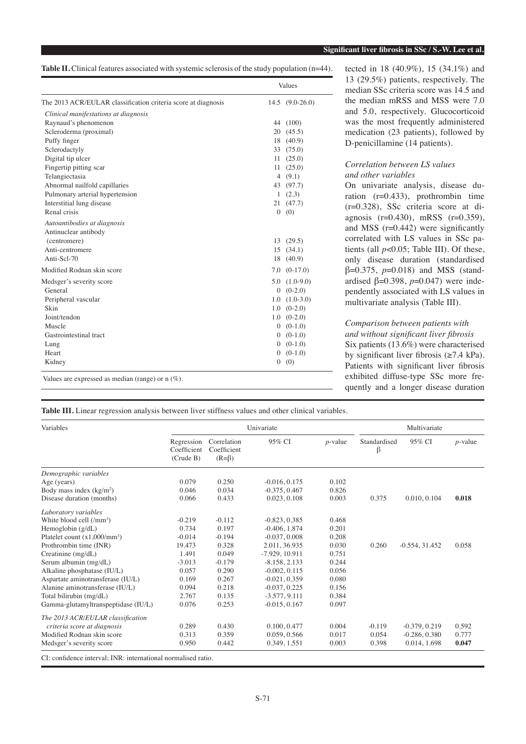**Table II.** Clinical features associated with systemic sclerosis of the study population (n=44).

| | Values |
|---|---|
| The 2013 ACR/EULAR classification criteria score at diagnosis | 14.5 (9.0-26.0) |
| *Clinical manifestations at diagnosis* | |
| Raynaud's phenomenon | 44 (100) |
| Scleroderma (proximal) | 20 (45.5) |
| Puffy finger | 18 (40.9) |
| Sclerodactyly | 33 (75.0) |
| Digital tip ulcer | 11 (25.0) |
| Fingertip pitting scar | 11 (25.0) |
| Telangiectasia | 4 (9.1) |
| Abnormal nailfold capillaries | 43 (97.7) |
| Pulmonary arterial hypertension | 1 (2.3) |
| Interstitial lung disease | 21 (47.7) |
| Renal crisis | 0 (0) |
| *Autoantibodies at diagnosis* | |
| Antinuclear antibody (centromere) | 13 (29.5) |
| Anti-centromere | 15 (34.1) |
| Anti-Scl-70 | 18 (40.9) |
| Modified Rodnan skin score | 7.0 (0-17.0) |
| Medsger's severity score | 5.0 (1.0-9.0) |
| General | 0 (0-2.0) |
| Peripheral vascular | 1.0 (1.0-3.0) |
| Skin | 1.0 (0-2.0) |
| Joint/tendon | 1.0 (0-2.0) |
| Muscle | 0 (0-1.0) |
| Gastrointestinal tract | 0 (0-1.0) |
| Lung | 0 (0-1.0) |
| Heart | 0 (0-1.0) |
| Kidney | 0 (0) |

Values are expressed as median (range) or n (%).

tected in 18 (40.9%), 15 (34.1%) and 13 (29.5%) patients, respectively. The median SSc criteria score was 14.5 and the median mRSS and MSS were 7.0 and 5.0, respectively. Glucocorticoid was the most frequently administered medication (23 patients), followed by D-penicillamine (14 patients).

*Correlation between LS values and other variables*

On univariate analysis, disease duration (r=0.433), prothrombin time (r=0.328), SSc criteria score at diagnosis (r=0.430), mRSS (r=0.359), and MSS (r=0.442) were significantly correlated with LS values in SSc patients (all $p$<0.05; Table III). Of these, only disease duration (standardised β=0.375, $p$=0.018) and MSS (standardised β=0.398, $p$=0.047) were independently associated with LS values in multivariate analysis (Table III).

*Comparison between patients with and without significant liver fibrosis*

Six patients (13.6%) were characterised by significant liver fibrosis (≥7.4 kPa). Patients with significant liver fibrosis exhibited diffuse-type SSc more frequently and a longer disease duration

**Table III.** Linear regression analysis between liver stiffness values and other clinical variables.

| Variables | Univariate | | | | Multivariate | | |
|---|---|---|---|---|---|---|---|
| | Regression Coefficient (Crude B) | Correlation Coefficient (R=β) | 95% CI | $p$-value | Standardised β | 95% CI | $p$-value |
| *Demographic variables* | | | | | | | |
| Age (years) | 0.079 | 0.250 | -0.016, 0.175 | 0.102 | | | |
| Body mass index (kg/m$^2$) | 0.046 | 0.034 | -0.375, 0.467 | 0.826 | | | |
| Disease duration (months) | 0.066 | 0.433 | 0.023, 0.108 | 0.003 | 0.375 | 0.010, 0.104 | **0.018** |
| *Laboratory variables* | | | | | | | |
| White blood cell (/mm$^3$) | -0.219 | -0.112 | -0.823, 0.385 | 0.468 | | | |
| Hemoglobin (g/dL) | 0.734 | 0.197 | -0.406, 1.874 | 0.201 | | | |
| Platelet count (x1,000/mm$^3$) | -0.014 | -0.194 | -0.037, 0.008 | 0.208 | | | |
| Prothrombin time (INR) | 19.473 | 0.328 | 2.011, 36.935 | 0.030 | 0.260 | -0.554, 31.452 | 0.058 |
| Creatinine (mg/dL) | 1.491 | 0.049 | -7.929, 10.911 | 0.751 | | | |
| Serum albumin (mg/dL) | -3.013 | -0.179 | -8.158, 2.133 | 0.244 | | | |
| Alkaline phosphatase (IU/L) | 0.057 | 0.290 | -0.002, 0.115 | 0.056 | | | |
| Aspartate aminotransferase (IU/L) | 0.169 | 0.267 | -0.021, 0.359 | 0.080 | | | |
| Alanine aminotransferase (IU/L) | 0.094 | 0.218 | -0.037, 0.225 | 0.156 | | | |
| Total bilirubin (mg/dL) | 2.767 | 0.135 | -3.577, 9.111 | 0.384 | | | |
| Gamma-glutamyltranspeptidase (IU/L) | 0.076 | 0.253 | -0.015, 0.167 | 0.097 | | | |
| *The 2013 ACR/EULAR classification criteria score at diagnosis* | 0.289 | 0.430 | 0.100, 0.477 | 0.004 | -0.119 | -0.379, 0.219 | 0.592 |
| Modified Rodnan skin score | 0.313 | 0.359 | 0.059, 0.566 | 0.017 | 0.054 | -0.286, 0.380 | 0.777 |
| Medsger's severity score | 0.950 | 0.442 | 0.349, 1.551 | 0.003 | 0.398 | 0.014, 1.698 | **0.047** |

CI: confidence interval; INR: international normalised ratio.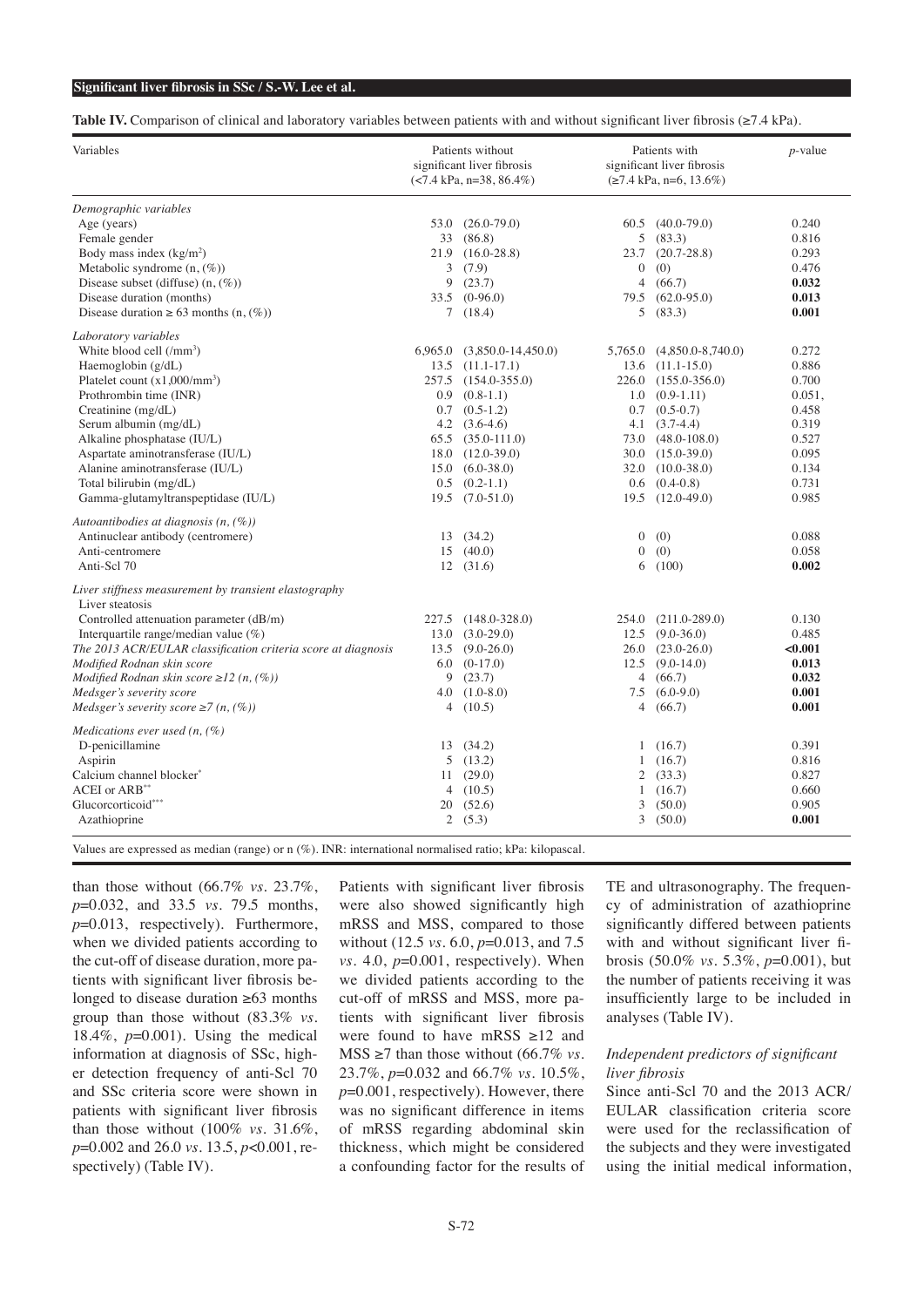**Table IV.** Comparison of clinical and laboratory variables between patients with and without significant liver fibrosis (≥7.4 kPa).

| Variables | Patients without significant liver fibrosis (<7.4 kPa, n=38, 86.4%) | Patients with significant liver fibrosis (≥7.4 kPa, n=6, 13.6%) | *p*-value |
|---|---|---|---|
| *Demographic variables* | | | |
| Age (years) | 53.0 (26.0-79.0) | 60.5 (40.0-79.0) | 0.240 |
| Female gender | 33 (86.8) | 5 (83.3) | 0.816 |
| Body mass index (kg/m$^2$) | 21.9 (16.0-28.8) | 23.7 (20.7-28.8) | 0.293 |
| Metabolic syndrome (n, (%)) | 3 (7.9) | 0 (0) | 0.476 |
| Disease subset (diffuse) (n, (%)) | 9 (23.7) | 4 (66.7) | **0.032** |
| Disease duration (months) | 33.5 (0-96.0) | 79.5 (62.0-95.0) | **0.013** |
| Disease duration ≥ 63 months (n, (%)) | 7 (18.4) | 5 (83.3) | **0.001** |
| *Laboratory variables* | | | |
| White blood cell (/mm$^3$) | 6,965.0 (3,850.0-14,450.0) | 5,765.0 (4,850.0-8,740.0) | 0.272 |
| Haemoglobin (g/dL) | 13.5 (11.1-17.1) | 13.6 (11.1-15.0) | 0.886 |
| Platelet count (x1,000/mm$^3$) | 257.5 (154.0-355.0) | 226.0 (155.0-356.0) | 0.700 |
| Prothrombin time (INR) | 0.9 (0.8-1.1) | 1.0 (0.9-1.11) | 0.051, |
| Creatinine (mg/dL) | 0.7 (0.5-1.2) | 0.7 (0.5-0.7) | 0.458 |
| Serum albumin (mg/dL) | 4.2 (3.6-4.6) | 4.1 (3.7-4.4) | 0.319 |
| Alkaline phosphatase (IU/L) | 65.5 (35.0-111.0) | 73.0 (48.0-108.0) | 0.527 |
| Aspartate aminotransferase (IU/L) | 18.0 (12.0-39.0) | 30.0 (15.0-39.0) | 0.095 |
| Alanine aminotransferase (IU/L) | 15.0 (6.0-38.0) | 32.0 (10.0-38.0) | 0.134 |
| Total bilirubin (mg/dL) | 0.5 (0.2-1.1) | 0.6 (0.4-0.8) | 0.731 |
| Gamma-glutamyltranspeptidase (IU/L) | 19.5 (7.0-51.0) | 19.5 (12.0-49.0) | 0.985 |
| *Autoantibodies at diagnosis (n, (%))* | | | |
| Antinuclear antibody (centromere) | 13 (34.2) | 0 (0) | 0.088 |
| Anti-centromere | 15 (40.0) | 0 (0) | 0.058 |
| Anti-Scl 70 | 12 (31.6) | 6 (100) | **0.002** |
| *Liver stiffness measurement by transient elastography* | | | |
| Liver steatosis | | | |
| Controlled attenuation parameter (dB/m) | 227.5 (148.0-328.0) | 254.0 (211.0-289.0) | 0.130 |
| Interquartile range/median value (%) | 13.0 (3.0-29.0) | 12.5 (9.0-36.0) | 0.485 |
| *The 2013 ACR/EULAR classification criteria score at diagnosis* | 13.5 (9.0-26.0) | 26.0 (23.0-26.0) | **<0.001** |
| *Modified Rodnan skin score* | 6.0 (0-17.0) | 12.5 (9.0-14.0) | **0.013** |
| *Modified Rodnan skin score ≥12 (n, (%))* | 9 (23.7) | 4 (66.7) | **0.032** |
| *Medsger's severity score* | 4.0 (1.0-8.0) | 7.5 (6.0-9.0) | **0.001** |
| *Medsger's severity score ≥7 (n, (%))* | 4 (10.5) | 4 (66.7) | **0.001** |
| *Medications ever used (n, (%)* | | | |
| D-penicillamine | 13 (34.2) | 1 (16.7) | 0.391 |
| Aspirin | 5 (13.2) | 1 (16.7) | 0.816 |
| Calcium channel blocker* | 11 (29.0) | 2 (33.3) | 0.827 |
| ACEI or ARB** | 4 (10.5) | 1 (16.7) | 0.660 |
| Glucorcorticoid*** | 20 (52.6) | 3 (50.0) | 0.905 |
| Azathioprine | 2 (5.3) | 3 (50.0) | **0.001** |

Values are expressed as median (range) or n (%). INR: international normalised ratio; kPa: kilopascal.

than those without (66.7% *vs.* 23.7%, *p*=0.032, and 33.5 *vs.* 79.5 months, *p*=0.013, respectively). Furthermore, when we divided patients according to the cut-off of disease duration, more patients with significant liver fibrosis belonged to disease duration ≥63 months group than those without (83.3% *vs.* 18.4%, *p*=0.001). Using the medical information at diagnosis of SSc, higher detection frequency of anti-Scl 70 and SSc criteria score were shown in patients with significant liver fibrosis than those without (100% *vs.* 31.6%, *p*=0.002 and 26.0 *vs.* 13.5, *p*<0.001, respectively) (Table IV).

Patients with significant liver fibrosis were also showed significantly high mRSS and MSS, compared to those without (12.5 *vs.* 6.0, *p*=0.013, and 7.5 *vs.* 4.0, *p*=0.001, respectively). When we divided patients according to the cut-off of mRSS and MSS, more patients with significant liver fibrosis were found to have mRSS ≥12 and MSS ≥7 than those without (66.7% *vs.* 23.7%, *p*=0.032 and 66.7% *vs.* 10.5%, *p*=0.001, respectively). However, there was no significant difference in items of mRSS regarding abdominal skin thickness, which might be considered a confounding factor for the results of TE and ultrasonography. The frequency of administration of azathioprine significantly differed between patients with and without significant liver fibrosis (50.0% *vs.* 5.3%, *p*=0.001), but the number of patients receiving it was insufficiently large to be included in analyses (Table IV).

### *Independent predictors of significant liver fibrosis*

Since anti-Scl 70 and the 2013 ACR/EULAR classification criteria score were used for the reclassification of the subjects and they were investigated using the initial medical information,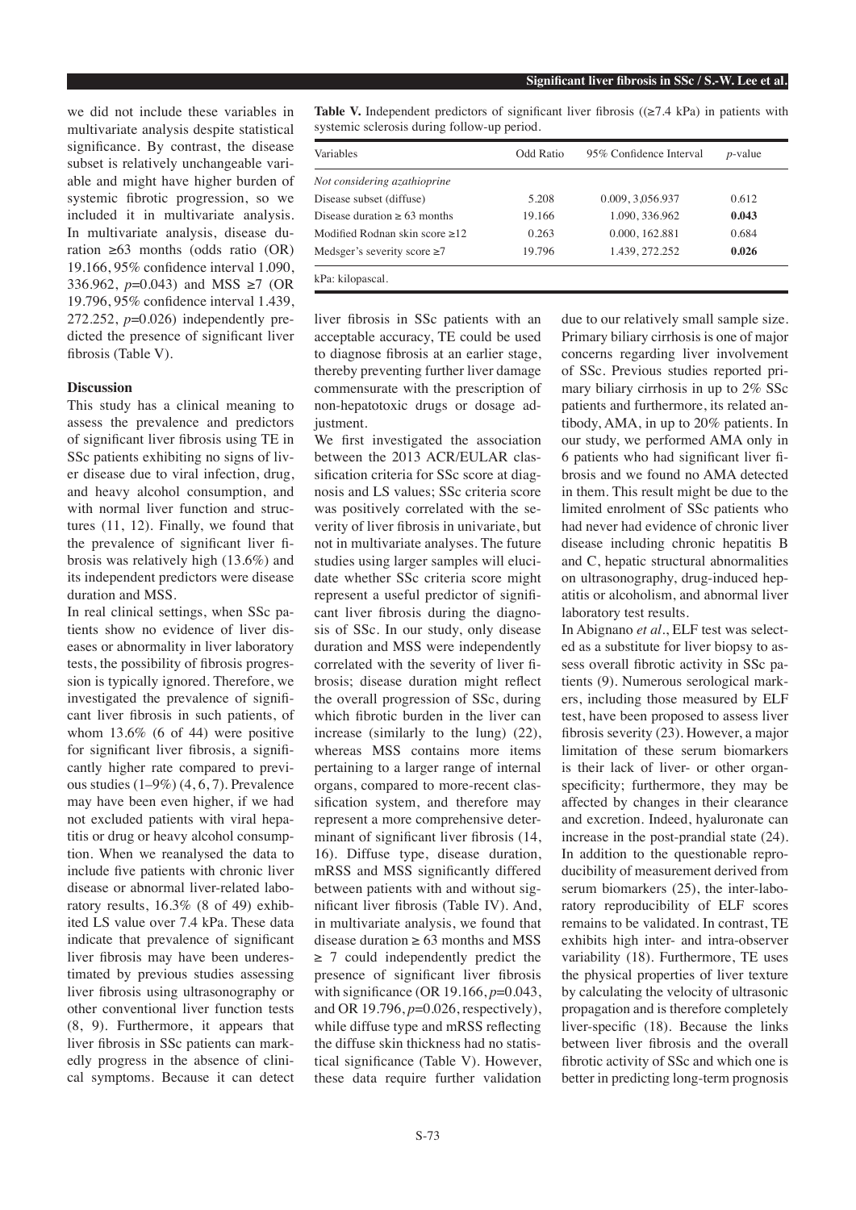we did not include these variables in multivariate analysis despite statistical significance. By contrast, the disease subset is relatively unchangeable variable and might have higher burden of systemic fibrotic progression, so we included it in multivariate analysis. In multivariate analysis, disease duration ≥63 months (odds ratio (OR) 19.166, 95% confidence interval 1.090, 336.962, $p$=0.043) and MSS ≥7 (OR 19.796, 95% confidence interval 1.439, 272.252, $p$=0.026) independently predicted the presence of significant liver fibrosis (Table V).

**Table V.** Independent predictors of significant liver fibrosis ((≥7.4 kPa) in patients with systemic sclerosis during follow-up period.

| Variables | Odd Ratio | 95% Confidence Interval | $p$-value |
|---|---|---|---|
| *Not considering azathioprine* | | | |
| Disease subset (diffuse) | 5.208 | 0.009, 3,056.937 | 0.612 |
| Disease duration ≥ 63 months | 19.166 | 1.090, 336.962 | **0.043** |
| Modified Rodnan skin score ≥12 | 0.263 | 0.000, 162.881 | 0.684 |
| Medsger's severity score ≥7 | 19.796 | 1.439, 272.252 | **0.026** |

kPa: kilopascal.

## Discussion

This study has a clinical meaning to assess the prevalence and predictors of significant liver fibrosis using TE in SSc patients exhibiting no signs of liver disease due to viral infection, drug, and heavy alcohol consumption, and with normal liver function and structures (11, 12). Finally, we found that the prevalence of significant liver fibrosis was relatively high (13.6%) and its independent predictors were disease duration and MSS.

In real clinical settings, when SSc patients show no evidence of liver diseases or abnormality in liver laboratory tests, the possibility of fibrosis progression is typically ignored. Therefore, we investigated the prevalence of significant liver fibrosis in such patients, of whom 13.6% (6 of 44) were positive for significant liver fibrosis, a significantly higher rate compared to previous studies (1–9%) (4, 6, 7). Prevalence may have been even higher, if we had not excluded patients with viral hepatitis or drug or heavy alcohol consumption. When we reanalysed the data to include five patients with chronic liver disease or abnormal liver-related laboratory results, 16.3% (8 of 49) exhibited LS value over 7.4 kPa. These data indicate that prevalence of significant liver fibrosis may have been underestimated by previous studies assessing liver fibrosis using ultrasonography or other conventional liver function tests (8, 9). Furthermore, it appears that liver fibrosis in SSc patients can markedly progress in the absence of clinical symptoms. Because it can detect liver fibrosis in SSc patients with an acceptable accuracy, TE could be used to diagnose fibrosis at an earlier stage, thereby preventing further liver damage commensurate with the prescription of non-hepatotoxic drugs or dosage adjustment.

We first investigated the association between the 2013 ACR/EULAR classification criteria for SSc score at diagnosis and LS values; SSc criteria score was positively correlated with the severity of liver fibrosis in univariate, but not in multivariate analyses. The future studies using larger samples will elucidate whether SSc criteria score might represent a useful predictor of significant liver fibrosis during the diagnosis of SSc. In our study, only disease duration and MSS were independently correlated with the severity of liver fibrosis; disease duration might reflect the overall progression of SSc, during which fibrotic burden in the liver can increase (similarly to the lung) (22), whereas MSS contains more items pertaining to a larger range of internal organs, compared to more-recent classification system, and therefore may represent a more comprehensive determinant of significant liver fibrosis (14, 16). Diffuse type, disease duration, mRSS and MSS significantly differed between patients with and without significant liver fibrosis (Table IV). And, in multivariate analysis, we found that disease duration ≥ 63 months and MSS ≥ 7 could independently predict the presence of significant liver fibrosis with significance (OR 19.166, $p$=0.043, and OR 19.796, $p$=0.026, respectively), while diffuse type and mRSS reflecting the diffuse skin thickness had no statistical significance (Table V). However, these data require further validation due to our relatively small sample size. Primary biliary cirrhosis is one of major concerns regarding liver involvement of SSc. Previous studies reported primary biliary cirrhosis in up to 2% SSc patients and furthermore, its related antibody, AMA, in up to 20% patients. In our study, we performed AMA only in 6 patients who had significant liver fibrosis and we found no AMA detected in them. This result might be due to the limited enrolment of SSc patients who had never had evidence of chronic liver disease including chronic hepatitis B and C, hepatic structural abnormalities on ultrasonography, drug-induced hepatitis or alcoholism, and abnormal liver laboratory test results.

In Abignano *et al.*, ELF test was selected as a substitute for liver biopsy to assess overall fibrotic activity in SSc patients (9). Numerous serological markers, including those measured by ELF test, have been proposed to assess liver fibrosis severity (23). However, a major limitation of these serum biomarkers is their lack of liver- or other organ-specificity; furthermore, they may be affected by changes in their clearance and excretion. Indeed, hyaluronate can increase in the post-prandial state (24). In addition to the questionable reproducibility of measurement derived from serum biomarkers (25), the inter-laboratory reproducibility of ELF scores remains to be validated. In contrast, TE exhibits high inter- and intra-observer variability (18). Furthermore, TE uses the physical properties of liver texture by calculating the velocity of ultrasonic propagation and is therefore completely liver-specific (18). Because the links between liver fibrosis and the overall fibrotic activity of SSc and which one is better in predicting long-term prognosis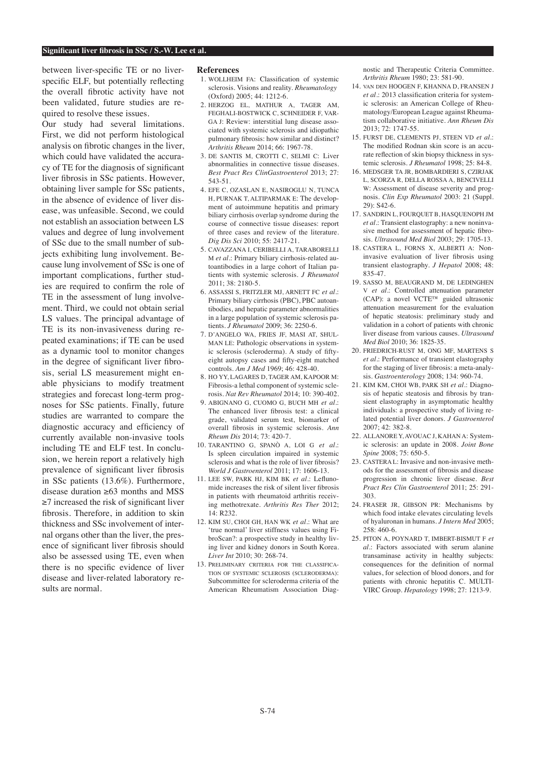between liver-specific TE or no liver-specific ELF, but potentially reflecting the overall fibrotic activity have not been validated, future studies are required to resolve these issues.

Our study had several limitations. First, we did not perform histological analysis on fibrotic changes in the liver, which could have validated the accuracy of TE for the diagnosis of significant liver fibrosis in SSc patients. However, obtaining liver sample for SSc patients, in the absence of evidence of liver disease, was unfeasible. Second, we could not establish an association between LS values and degree of lung involvement of SSc due to the small number of subjects exhibiting lung involvement. Because lung involvement of SSc is one of important complications, further studies are required to confirm the role of TE in the assessment of lung involvement. Third, we could not obtain serial LS values. The principal advantage of TE is its non-invasiveness during repeated examinations; if TE can be used as a dynamic tool to monitor changes in the degree of significant liver fibrosis, serial LS measurement might enable physicians to modify treatment strategies and forecast long-term prognoses for SSc patients. Finally, future studies are warranted to compare the diagnostic accuracy and efficiency of currently available non-invasive tools including TE and ELF test. In conclusion, we herein report a relatively high prevalence of significant liver fibrosis in SSc patients (13.6%). Furthermore, disease duration ≥63 months and MSS ≥7 increased the risk of significant liver fibrosis. Therefore, in addition to skin thickness and SSc involvement of internal organs other than the liver, the presence of significant liver fibrosis should also be assessed using TE, even when there is no specific evidence of liver disease and liver-related laboratory results are normal.

## References

1. WOLLHEIM FA: Classification of systemic sclerosis. Visions and reality. *Rheumatology* (Oxford) 2005; 44: 1212-6.
2. HERZOG EL, MATHUR A, TAGER AM, FEGHALI-BOSTWICK C, SCHNEIDER F, VARGA J: Review: interstitial lung disease associated with systemic sclerosis and idiopathic pulmonary fibrosis: how similar and distinct? *Arthritis Rheum* 2014; 66: 1967-78.
3. DE SANTIS M, CROTTI C, SELMI C: Liver abnormalities in connective tissue diseases. *Best Pract Res ClinGastroenterol* 2013; 27: 543-51.
4. EFE C, OZASLAN E, NASIROGLU N, TUNCA H, PURNAK T, ALTIPARMAK E: The development of autoimmune hepatitis and primary biliary cirrhosis overlap syndrome during the course of connective tissue diseases: report of three cases and review of the literature. *Dig Dis Sci* 2010; 55: 2417-21.
5. CAVAZZANA I, CERIBELLI A, TARABORELLI M *et al.*: Primary biliary cirrhosis-related autoantibodies in a large cohort of Italian patients with systemic sclerosis. *J Rheumatol* 2011; 38: 2180-5.
6. ASSASSI S, FRITZLER MJ, ARNETT FC *et al.*: Primary biliary cirrhosis (PBC), PBC autoantibodies, and hepatic parameter abnormalities in a large population of systemic sclerosis patients. *J Rheumatol* 2009; 36: 2250-6.
7. D'ANGELO WA, FRIES JF, MASI AT, SHULMAN LE: Pathologic observations in systemic sclerosis (scleroderma). A study of fifty-eight autopsy cases and fifty-eight matched controls. *Am J Med* 1969; 46: 428-40.
8. HO YY, LAGARES D, TAGER AM, KAPOOR M: Fibrosis-a lethal component of systemic sclerosis. *Nat Rev Rheumatol* 2014; 10: 390-402.
9. ABIGNANO G, CUOMO G, BUCH MH *et al.*: The enhanced liver fibrosis test: a clinical grade, validated serum test, biomarker of overall fibrosis in systemic sclerosis. *Ann Rheum Dis* 2014; 73: 420-7.
10. TARANTINO G, SPANÒ A, LOI G *et al.*: Is spleen circulation impaired in systemic sclerosis and what is the role of liver fibrosis? *World J Gastroenterol* 2011; 17: 1606-13.
11. LEE SW, PARK HJ, KIM BK *et al.*: Leflunomide increases the risk of silent liver fibrosis in patients with rheumatoid arthritis receiving methotrexate. *Arthritis Res Ther* 2012; 14: R232.
12. KIM SU, CHOI GH, HAN WK *et al.*: What are 'true normal' liver stiffness values using FibroScan?: a prospective study in healthy living liver and kidney donors in South Korea. *Liver Int* 2010; 30: 268-74.
13. PRELIMINARY CRITERIA FOR THE CLASSIFICATION OF SYSTEMIC SCLEROSIS (SCLERODERMA): Subcommittee for scleroderma criteria of the American Rheumatism Association Diagnostic and Therapeutic Criteria Committee. *Arthritis Rheum* 1980; 23: 581-90.
14. VAN DEN HOOGEN F, KHANNA D, FRANSEN J *et al.*: 2013 classification criteria for systemic sclerosis: an American College of Rheumatology/European League against Rheumatism collaborative initiative. *Ann Rheum Dis* 2013; 72: 1747-55.
15. FURST DE, CLEMENTS PJ, STEEN VD *et al.*: The modified Rodnan skin score is an accurate reflection of skin biopsy thickness in systemic sclerosis. *J Rheumatol* 1998; 25: 84-8.
16. MEDSGER TA JR, BOMBARDIERI S, CZIRJAK L, SCORZA R, DELLA ROSSA A, BENCIVELLI W: Assessment of disease severity and prognosis. *Clin Exp Rheumatol* 2003: 21 (Suppl. 29): S42-6.
17. SANDRIN L, FOURQUET B, HASQUENOPH JM *et al.*: Transient elastography: a new noninvasive method for assessment of hepatic fibrosis. *Ultrasound Med Biol* 2003; 29: 1705-13.
18. CASTERA L, FORNS X, ALBERTI A: Non-invasive evaluation of liver fibrosis using transient elastography. *J Hepatol* 2008; 48: 835-47.
19. SASSO M, BEAUGRAND M, DE LEDINGHEN V *et al.*: Controlled attenuation parameter (CAP): a novel VCTE™ guided ultrasonic attenuation measurement for the evaluation of hepatic steatosis: preliminary study and validation in a cohort of patients with chronic liver disease from various causes. *Ultrasound Med Biol* 2010; 36: 1825-35.
20. FRIEDRICH-RUST M, ONG MF, MARTENS S *et al.*: Performance of transient elastography for the staging of liver fibrosis: a meta-analysis. *Gastroenterology* 2008; 134: 960-74.
21. KIM KM, CHOI WB, PARK SH *et al.*: Diagnosis of hepatic steatosis and fibrosis by transient elastography in asymptomatic healthy individuals: a prospective study of living related potential liver donors. *J Gastroenterol* 2007; 42: 382-8.
22. ALLANORE Y, AVOUAC J, KAHAN A: Systemic sclerosis: an update in 2008. *Joint Bone Spine* 2008; 75: 650-5.
23. CASTERA L: Invasive and non-invasive methods for the assessment of fibrosis and disease progression in chronic liver disease. *Best Pract Res Clin Gastroenterol* 2011; 25: 291-303.
24. FRASER JR, GIBSON PR: Mechanisms by which food intake elevates circulating levels of hyaluronan in humans. *J Intern Med* 2005; 258: 460-6.
25. PITON A, POYNARD T, IMBERT-BISMUT F *et al.*: Factors associated with serum alanine transaminase activity in healthy subjects: consequences for the definition of normal values, for selection of blood donors, and for patients with chronic hepatitis C. MULTIVIRC Group. *Hepatology* 1998; 27: 1213-9.